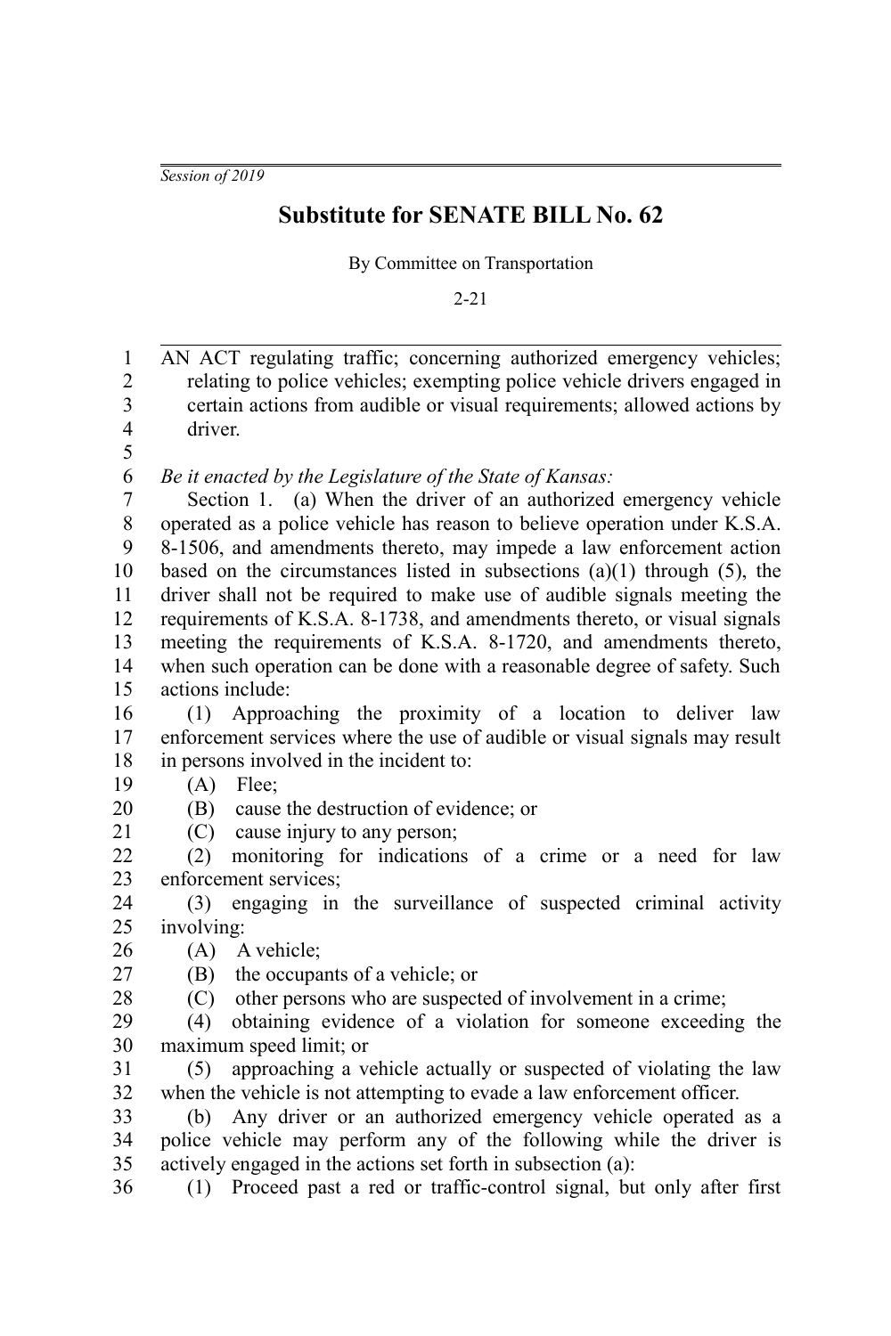*Session of 2019*

# Substitute for SENATE BILL No. 62

By Committee on Transportation

2-21

AN ACT regulating traffic; concerning authorized emergency vehicles; relating to police vehicles; exempting police vehicle drivers engaged in certain actions from audible or visual requirements; allowed actions by driver.

*Be it enacted by the Legislature of the State of Kansas:*

Section 1. (a) When the driver of an authorized emergency vehicle operated as a police vehicle has reason to believe operation under K.S.A. 8-1506, and amendments thereto, may impede a law enforcement action based on the circumstances listed in subsections (a)(1) through (5), the driver shall not be required to make use of audible signals meeting the requirements of K.S.A. 8-1738, and amendments thereto, or visual signals meeting the requirements of K.S.A. 8-1720, and amendments thereto, when such operation can be done with a reasonable degree of safety. Such actions include:

(1) Approaching the proximity of a location to deliver law enforcement services where the use of audible or visual signals may result in persons involved in the incident to:

(A) Flee;

(B) cause the destruction of evidence; or

(C) cause injury to any person;

(2) monitoring for indications of a crime or a need for law enforcement services;

(3) engaging in the surveillance of suspected criminal activity involving:

(A) A vehicle;

(B) the occupants of a vehicle; or

(C) other persons who are suspected of involvement in a crime;

(4) obtaining evidence of a violation for someone exceeding the maximum speed limit; or

(5) approaching a vehicle actually or suspected of violating the law when the vehicle is not attempting to evade a law enforcement officer.

(b) Any driver or an authorized emergency vehicle operated as a police vehicle may perform any of the following while the driver is actively engaged in the actions set forth in subsection (a):

(1) Proceed past a red or traffic-control signal, but only after first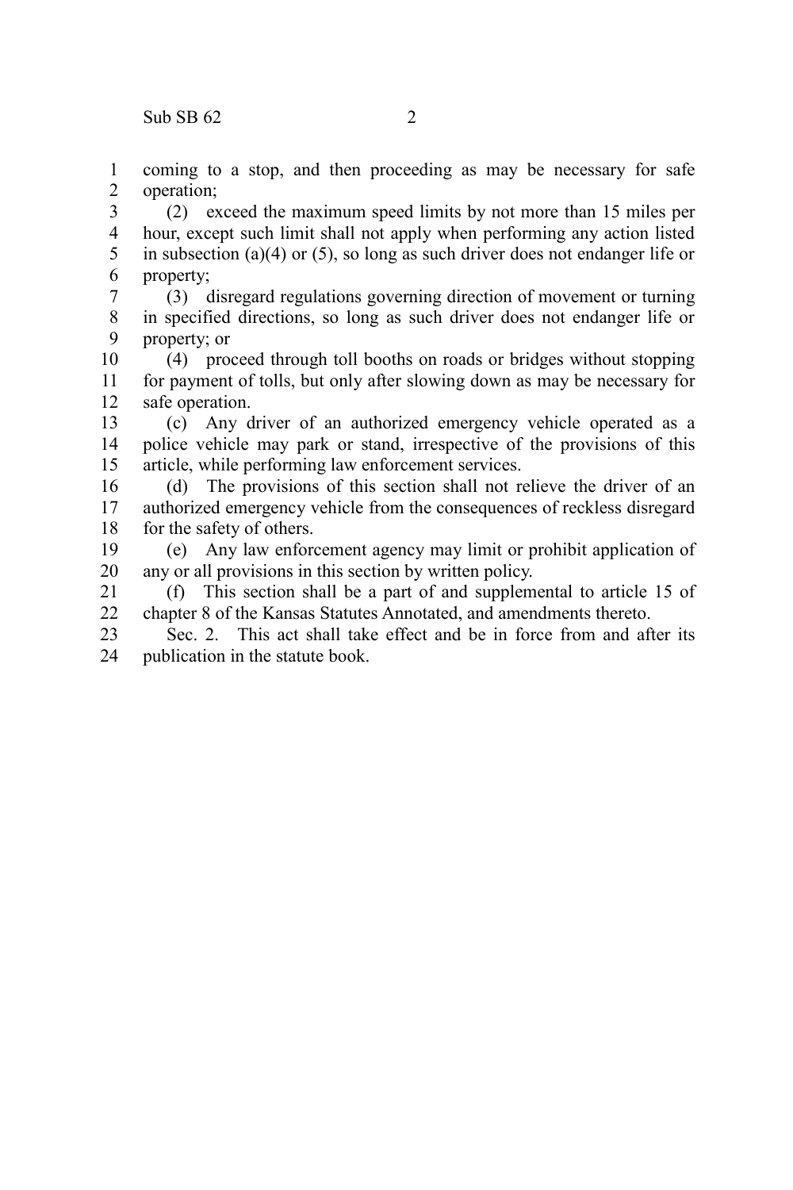coming to a stop, and then proceeding as may be necessary for safe operation;

(2) exceed the maximum speed limits by not more than 15 miles per hour, except such limit shall not apply when performing any action listed in subsection (a)(4) or (5), so long as such driver does not endanger life or property;

(3) disregard regulations governing direction of movement or turning in specified directions, so long as such driver does not endanger life or property; or

(4) proceed through toll booths on roads or bridges without stopping for payment of tolls, but only after slowing down as may be necessary for safe operation.

(c) Any driver of an authorized emergency vehicle operated as a police vehicle may park or stand, irrespective of the provisions of this article, while performing law enforcement services.

(d) The provisions of this section shall not relieve the driver of an authorized emergency vehicle from the consequences of reckless disregard for the safety of others.

(e) Any law enforcement agency may limit or prohibit application of any or all provisions in this section by written policy.

(f) This section shall be a part of and supplemental to article 15 of chapter 8 of the Kansas Statutes Annotated, and amendments thereto.

Sec. 2. This act shall take effect and be in force from and after its publication in the statute book.